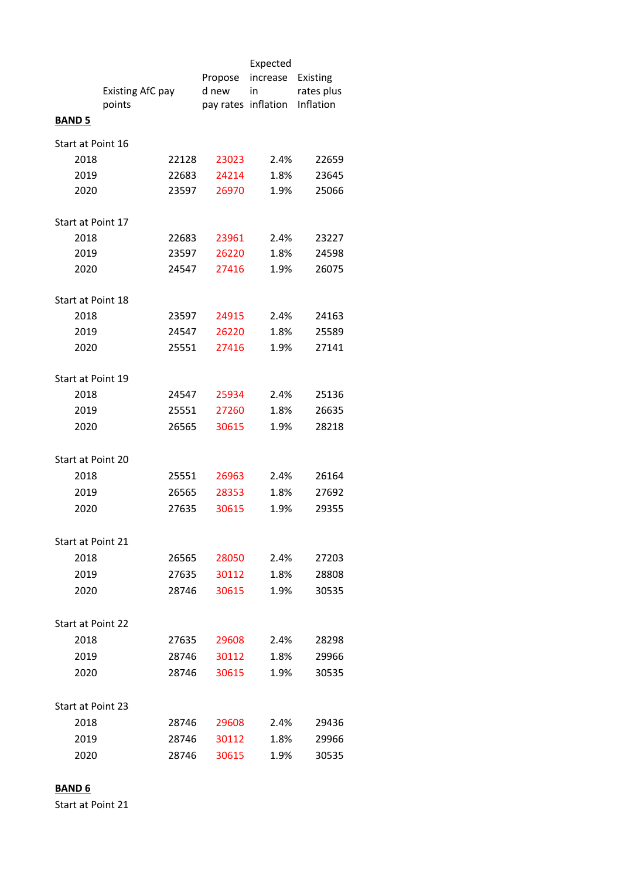| | Existing AfC pay points | Propose d new pay rates | Expected increase in inflation | Existing rates plus Inflation |
|---|---|---|---|---|
| **BAND 5** | | | | |
| Start at Point 16 | | | | |
| 2018 | 22128 | 23023 | 2.4% | 22659 |
| 2019 | 22683 | 24214 | 1.8% | 23645 |
| 2020 | 23597 | 26970 | 1.9% | 25066 |
| Start at Point 17 | | | | |
| 2018 | 22683 | 23961 | 2.4% | 23227 |
| 2019 | 23597 | 26220 | 1.8% | 24598 |
| 2020 | 24547 | 27416 | 1.9% | 26075 |
| Start at Point 18 | | | | |
| 2018 | 23597 | 24915 | 2.4% | 24163 |
| 2019 | 24547 | 26220 | 1.8% | 25589 |
| 2020 | 25551 | 27416 | 1.9% | 27141 |
| Start at Point 19 | | | | |
| 2018 | 24547 | 25934 | 2.4% | 25136 |
| 2019 | 25551 | 27260 | 1.8% | 26635 |
| 2020 | 26565 | 30615 | 1.9% | 28218 |
| Start at Point 20 | | | | |
| 2018 | 25551 | 26963 | 2.4% | 26164 |
| 2019 | 26565 | 28353 | 1.8% | 27692 |
| 2020 | 27635 | 30615 | 1.9% | 29355 |
| Start at Point 21 | | | | |
| 2018 | 26565 | 28050 | 2.4% | 27203 |
| 2019 | 27635 | 30112 | 1.8% | 28808 |
| 2020 | 28746 | 30615 | 1.9% | 30535 |
| Start at Point 22 | | | | |
| 2018 | 27635 | 29608 | 2.4% | 28298 |
| 2019 | 28746 | 30112 | 1.8% | 29966 |
| 2020 | 28746 | 30615 | 1.9% | 30535 |
| Start at Point 23 | | | | |
| 2018 | 28746 | 29608 | 2.4% | 29436 |
| 2019 | 28746 | 30112 | 1.8% | 29966 |
| 2020 | 28746 | 30615 | 1.9% | 30535 |
| **BAND 6** | | | | |
| Start at Point 21 | | | | |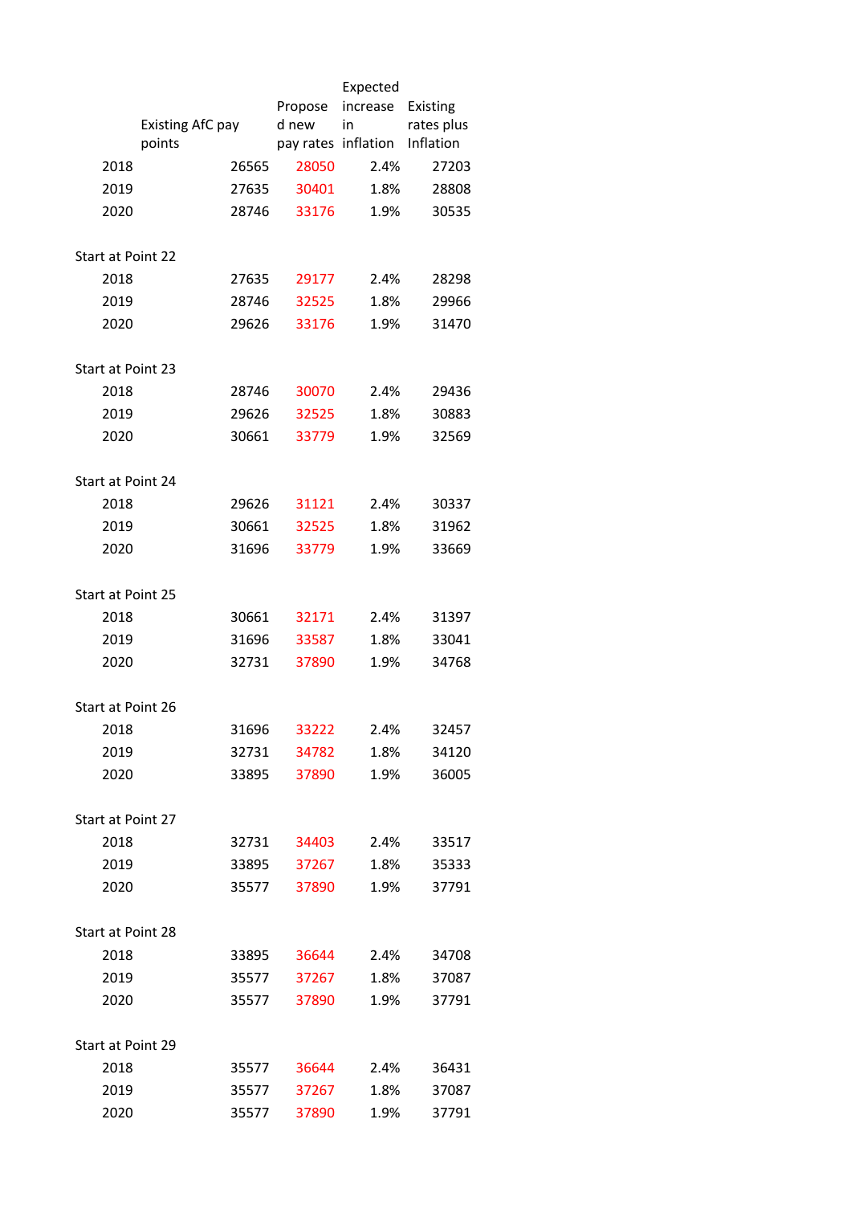| | Existing AfC pay points | Proposed new pay rates | Expected increase in inflation | Existing rates plus Inflation |
|---|---|---|---|---|
| 2018 | 26565 | 28050 | 2.4% | 27203 |
| 2019 | 27635 | 30401 | 1.8% | 28808 |
| 2020 | 28746 | 33176 | 1.9% | 30535 |
| | | | | |
| Start at Point 22 | | | | |
| 2018 | 27635 | 29177 | 2.4% | 28298 |
| 2019 | 28746 | 32525 | 1.8% | 29966 |
| 2020 | 29626 | 33176 | 1.9% | 31470 |
| | | | | |
| Start at Point 23 | | | | |
| 2018 | 28746 | 30070 | 2.4% | 29436 |
| 2019 | 29626 | 32525 | 1.8% | 30883 |
| 2020 | 30661 | 33779 | 1.9% | 32569 |
| | | | | |
| Start at Point 24 | | | | |
| 2018 | 29626 | 31121 | 2.4% | 30337 |
| 2019 | 30661 | 32525 | 1.8% | 31962 |
| 2020 | 31696 | 33779 | 1.9% | 33669 |
| | | | | |
| Start at Point 25 | | | | |
| 2018 | 30661 | 32171 | 2.4% | 31397 |
| 2019 | 31696 | 33587 | 1.8% | 33041 |
| 2020 | 32731 | 37890 | 1.9% | 34768 |
| | | | | |
| Start at Point 26 | | | | |
| 2018 | 31696 | 33222 | 2.4% | 32457 |
| 2019 | 32731 | 34782 | 1.8% | 34120 |
| 2020 | 33895 | 37890 | 1.9% | 36005 |
| | | | | |
| Start at Point 27 | | | | |
| 2018 | 32731 | 34403 | 2.4% | 33517 |
| 2019 | 33895 | 37267 | 1.8% | 35333 |
| 2020 | 35577 | 37890 | 1.9% | 37791 |
| | | | | |
| Start at Point 28 | | | | |
| 2018 | 33895 | 36644 | 2.4% | 34708 |
| 2019 | 35577 | 37267 | 1.8% | 37087 |
| 2020 | 35577 | 37890 | 1.9% | 37791 |
| | | | | |
| Start at Point 29 | | | | |
| 2018 | 35577 | 36644 | 2.4% | 36431 |
| 2019 | 35577 | 37267 | 1.8% | 37087 |
| 2020 | 35577 | 37890 | 1.9% | 37791 |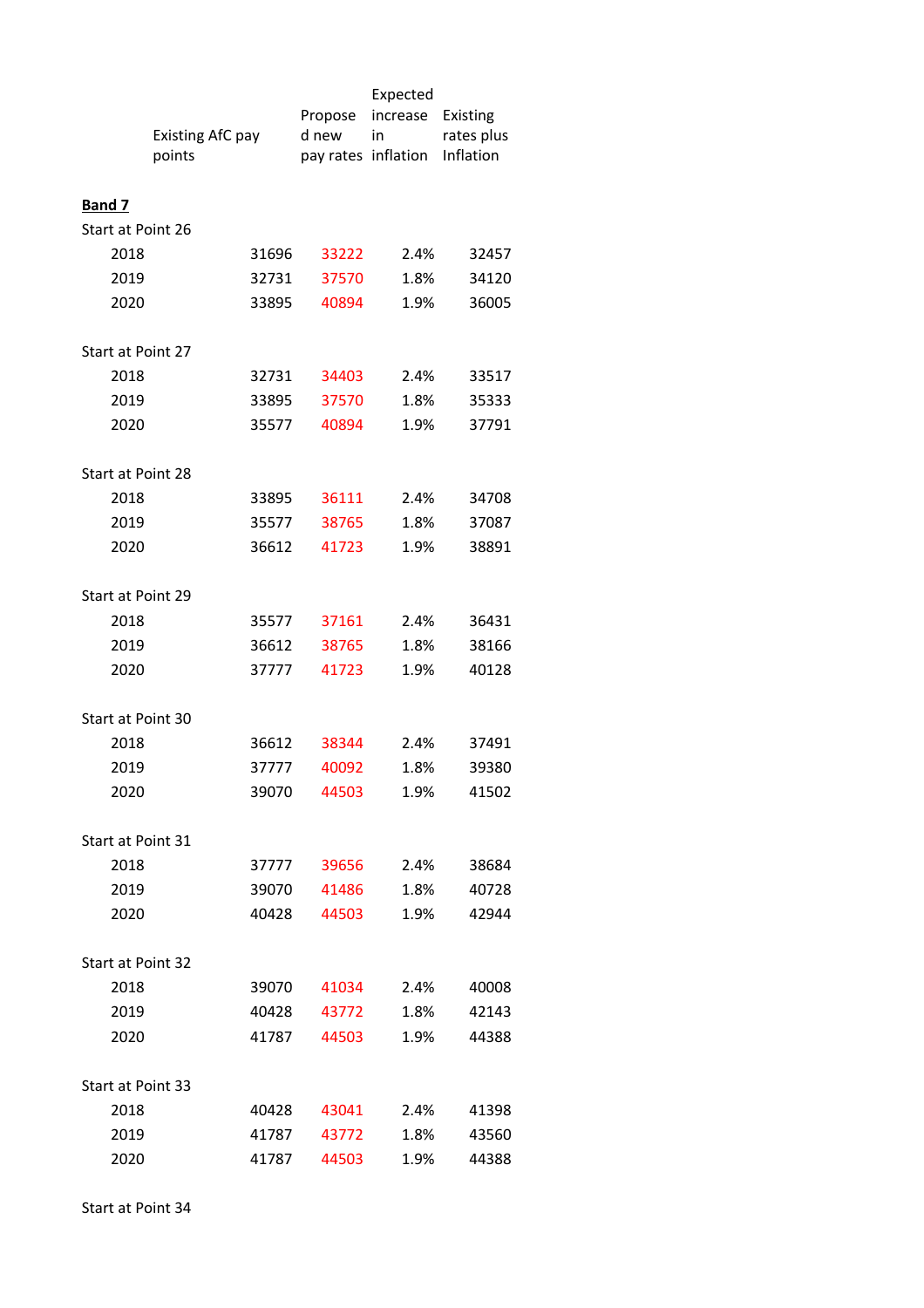| | Existing AfC pay points | Proposed new pay rates | Expected increase in inflation | Existing rates plus Inflation |
|---|---|---|---|---|
| **Band 7** | | | | |
| Start at Point 26 | | | | |
| 2018 | 31696 | 33222 | 2.4% | 32457 |
| 2019 | 32731 | 37570 | 1.8% | 34120 |
| 2020 | 33895 | 40894 | 1.9% | 36005 |
| | | | | |
| Start at Point 27 | | | | |
| 2018 | 32731 | 34403 | 2.4% | 33517 |
| 2019 | 33895 | 37570 | 1.8% | 35333 |
| 2020 | 35577 | 40894 | 1.9% | 37791 |
| | | | | |
| Start at Point 28 | | | | |
| 2018 | 33895 | 36111 | 2.4% | 34708 |
| 2019 | 35577 | 38765 | 1.8% | 37087 |
| 2020 | 36612 | 41723 | 1.9% | 38891 |
| | | | | |
| Start at Point 29 | | | | |
| 2018 | 35577 | 37161 | 2.4% | 36431 |
| 2019 | 36612 | 38765 | 1.8% | 38166 |
| 2020 | 37777 | 41723 | 1.9% | 40128 |
| | | | | |
| Start at Point 30 | | | | |
| 2018 | 36612 | 38344 | 2.4% | 37491 |
| 2019 | 37777 | 40092 | 1.8% | 39380 |
| 2020 | 39070 | 44503 | 1.9% | 41502 |
| | | | | |
| Start at Point 31 | | | | |
| 2018 | 37777 | 39656 | 2.4% | 38684 |
| 2019 | 39070 | 41486 | 1.8% | 40728 |
| 2020 | 40428 | 44503 | 1.9% | 42944 |
| | | | | |
| Start at Point 32 | | | | |
| 2018 | 39070 | 41034 | 2.4% | 40008 |
| 2019 | 40428 | 43772 | 1.8% | 42143 |
| 2020 | 41787 | 44503 | 1.9% | 44388 |
| | | | | |
| Start at Point 33 | | | | |
| 2018 | 40428 | 43041 | 2.4% | 41398 |
| 2019 | 41787 | 43772 | 1.8% | 43560 |
| 2020 | 41787 | 44503 | 1.9% | 44388 |
| | | | | |
| Start at Point 34 | | | | |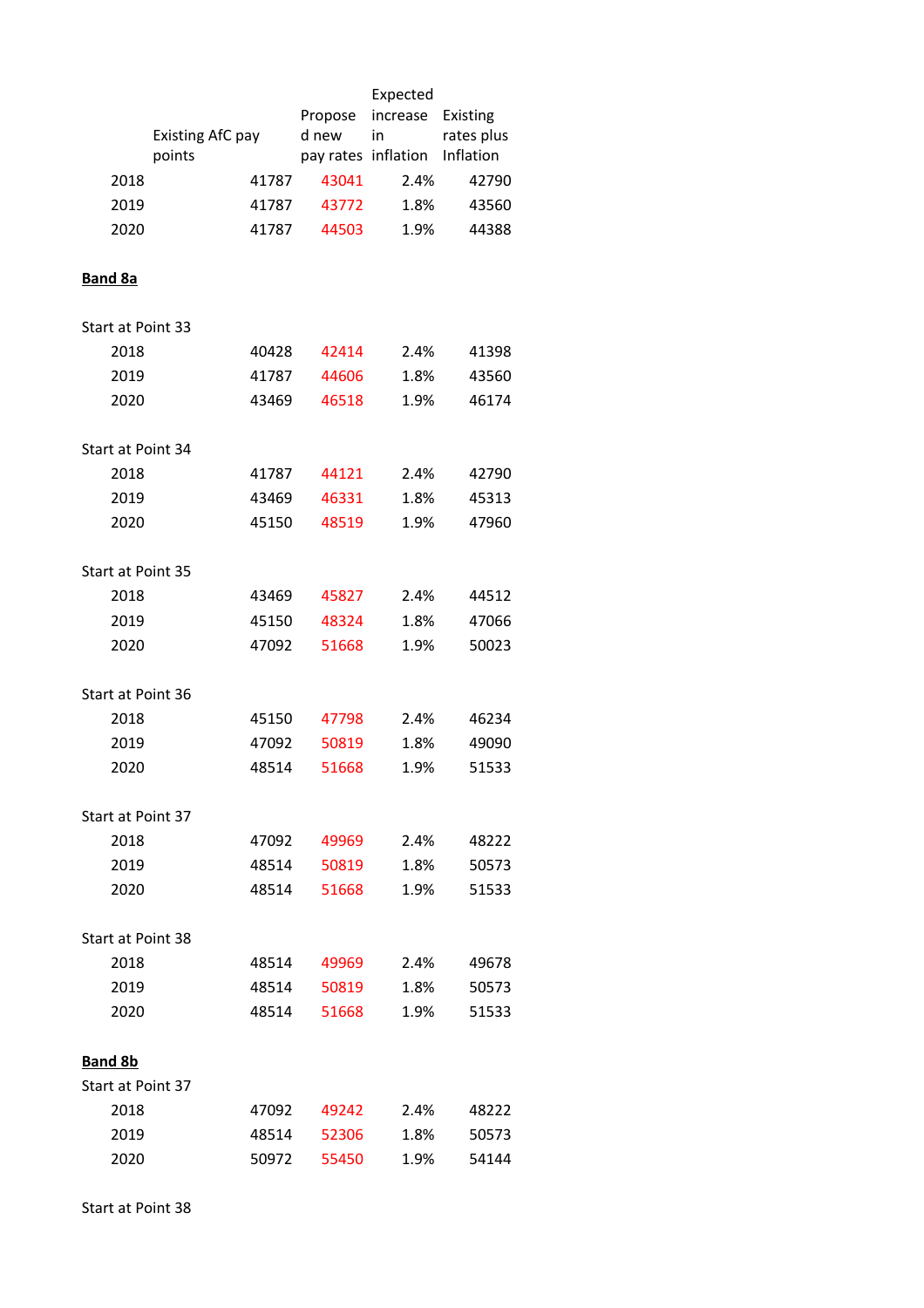| | Existing AfC pay points | Proposed new pay rates | Expected increase in inflation | Existing rates plus Inflation |
|---|---|---|---|---|
| 2018 | 41787 | 43041 | 2.4% | 42790 |
| 2019 | 41787 | 43772 | 1.8% | 43560 |
| 2020 | 41787 | 44503 | 1.9% | 44388 |

**Band 8a**

| Start at Point 33 | | | | |
|---|---|---|---|---|
| 2018 | 40428 | 42414 | 2.4% | 41398 |
| 2019 | 41787 | 44606 | 1.8% | 43560 |
| 2020 | 43469 | 46518 | 1.9% | 46174 |

| Start at Point 34 | | | | |
|---|---|---|---|---|
| 2018 | 41787 | 44121 | 2.4% | 42790 |
| 2019 | 43469 | 46331 | 1.8% | 45313 |
| 2020 | 45150 | 48519 | 1.9% | 47960 |

| Start at Point 35 | | | | |
|---|---|---|---|---|
| 2018 | 43469 | 45827 | 2.4% | 44512 |
| 2019 | 45150 | 48324 | 1.8% | 47066 |
| 2020 | 47092 | 51668 | 1.9% | 50023 |

| Start at Point 36 | | | | |
|---|---|---|---|---|
| 2018 | 45150 | 47798 | 2.4% | 46234 |
| 2019 | 47092 | 50819 | 1.8% | 49090 |
| 2020 | 48514 | 51668 | 1.9% | 51533 |

| Start at Point 37 | | | | |
|---|---|---|---|---|
| 2018 | 47092 | 49969 | 2.4% | 48222 |
| 2019 | 48514 | 50819 | 1.8% | 50573 |
| 2020 | 48514 | 51668 | 1.9% | 51533 |

| Start at Point 38 | | | | |
|---|---|---|---|---|
| 2018 | 48514 | 49969 | 2.4% | 49678 |
| 2019 | 48514 | 50819 | 1.8% | 50573 |
| 2020 | 48514 | 51668 | 1.9% | 51533 |

**Band 8b**

| Start at Point 37 | | | | |
|---|---|---|---|---|
| 2018 | 47092 | 49242 | 2.4% | 48222 |
| 2019 | 48514 | 52306 | 1.8% | 50573 |
| 2020 | 50972 | 55450 | 1.9% | 54144 |

Start at Point 38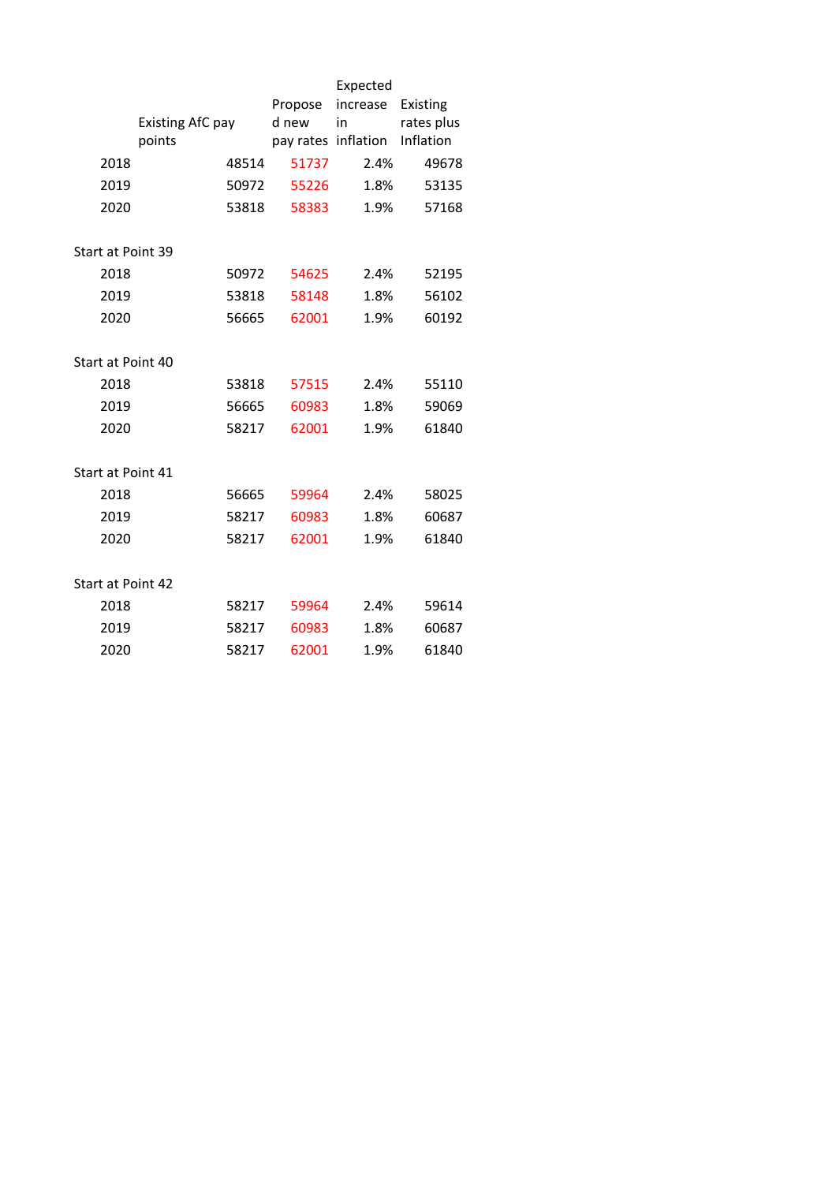| | Existing AfC pay points | Proposed new pay rates | Expected increase in inflation | Existing rates plus Inflation |
|---|---|---|---|---|
| 2018 | 48514 | 51737 | 2.4% | 49678 |
| 2019 | 50972 | 55226 | 1.8% | 53135 |
| 2020 | 53818 | 58383 | 1.9% | 57168 |
| | | | | |
| Start at Point 39 | | | | |
| 2018 | 50972 | 54625 | 2.4% | 52195 |
| 2019 | 53818 | 58148 | 1.8% | 56102 |
| 2020 | 56665 | 62001 | 1.9% | 60192 |
| | | | | |
| Start at Point 40 | | | | |
| 2018 | 53818 | 57515 | 2.4% | 55110 |
| 2019 | 56665 | 60983 | 1.8% | 59069 |
| 2020 | 58217 | 62001 | 1.9% | 61840 |
| | | | | |
| Start at Point 41 | | | | |
| 2018 | 56665 | 59964 | 2.4% | 58025 |
| 2019 | 58217 | 60983 | 1.8% | 60687 |
| 2020 | 58217 | 62001 | 1.9% | 61840 |
| | | | | |
| Start at Point 42 | | | | |
| 2018 | 58217 | 59964 | 2.4% | 59614 |
| 2019 | 58217 | 60983 | 1.8% | 60687 |
| 2020 | 58217 | 62001 | 1.9% | 61840 |